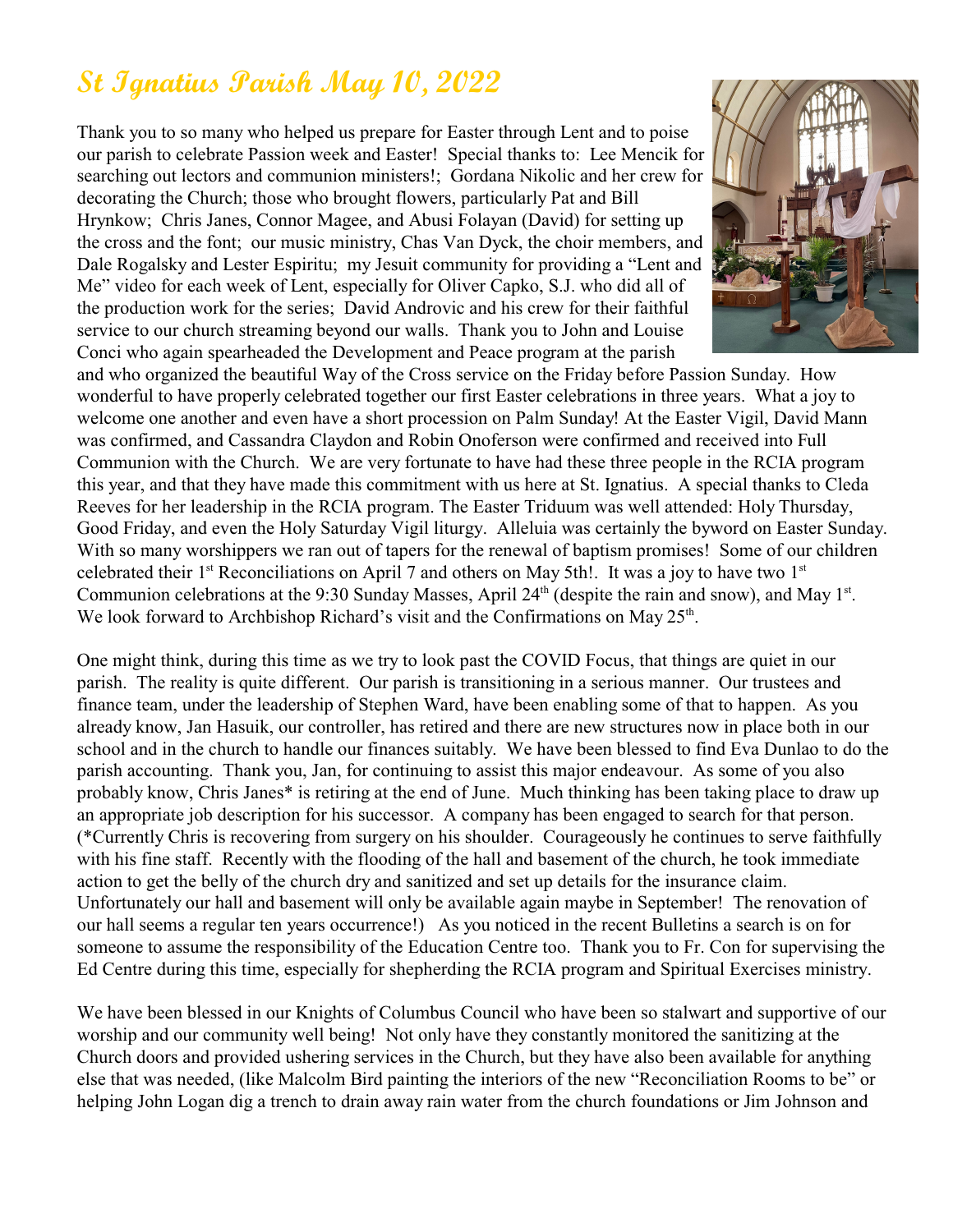# St Ignatius Parish May 10, 2022

Thank you to so many who helped us prepare for Easter through Lent and to poise our parish to celebrate Passion week and Easter! Special thanks to: Lee Mencik for searching out lectors and communion ministers!; Gordana Nikolic and her crew for decorating the Church; those who brought flowers, particularly Pat and Bill Hrynkow; Chris Janes, Connor Magee, and Abusi Folayan (David) for setting up the cross and the font; our music ministry, Chas Van Dyck, the choir members, and Dale Rogalsky and Lester Espiritu; my Jesuit community for providing a "Lent and Me" video for each week of Lent, especially for Oliver Capko, S.J. who did all of the production work for the series; David Androvic and his crew for their faithful service to our church streaming beyond our walls. Thank you to John and Louise Conci who again spearheaded the Development and Peace program at the parish and who organized the beautiful Way of the Cross service on the Friday before Passion Sunday. How wonderful to have properly celebrated together our first Easter celebrations in three years. What a joy to welcome one another and even have a short procession on Palm Sunday! At the Easter Vigil, David Mann was confirmed, and Cassandra Claydon and Robin Onoferson were confirmed and received into Full Communion with the Church. We are very fortunate to have had these three people in the RCIA program this year, and that they have made this commitment with us here at St. Ignatius. A special thanks to Cleda Reeves for her leadership in the RCIA program. The Easter Triduum was well attended: Holy Thursday, Good Friday, and even the Holy Saturday Vigil liturgy. Alleluia was certainly the byword on Easter Sunday. With so many worshippers we ran out of tapers for the renewal of baptism promises! Some of our children celebrated their 1st Reconciliations on April 7 and others on May 5th!. It was a joy to have two 1st Communion celebrations at the 9:30 Sunday Masses, April 24th (despite the rain and snow), and May 1st. We look forward to Archbishop Richard's visit and the Confirmations on May 25th.

One might think, during this time as we try to look past the COVID Focus, that things are quiet in our parish. The reality is quite different. Our parish is transitioning in a serious manner. Our trustees and finance team, under the leadership of Stephen Ward, have been enabling some of that to happen. As you already know, Jan Hasuik, our controller, has retired and there are new structures now in place both in our school and in the church to handle our finances suitably. We have been blessed to find Eva Dunlao to do the parish accounting. Thank you, Jan, for continuing to assist this major endeavour. As some of you also probably know, Chris Janes* is retiring at the end of June. Much thinking has been taking place to draw up an appropriate job description for his successor. A company has been engaged to search for that person. (*Currently Chris is recovering from surgery on his shoulder. Courageously he continues to serve faithfully with his fine staff. Recently with the flooding of the hall and basement of the church, he took immediate action to get the belly of the church dry and sanitized and set up details for the insurance claim. Unfortunately our hall and basement will only be available again maybe in September! The renovation of our hall seems a regular ten years occurrence!) As you noticed in the recent Bulletins a search is on for someone to assume the responsibility of the Education Centre too. Thank you to Fr. Con for supervising the Ed Centre during this time, especially for shepherding the RCIA program and Spiritual Exercises ministry.

We have been blessed in our Knights of Columbus Council who have been so stalwart and supportive of our worship and our community well being! Not only have they constantly monitored the sanitizing at the Church doors and provided ushering services in the Church, but they have also been available for anything else that was needed, (like Malcolm Bird painting the interiors of the new "Reconciliation Rooms to be" or helping John Logan dig a trench to drain away rain water from the church foundations or Jim Johnson and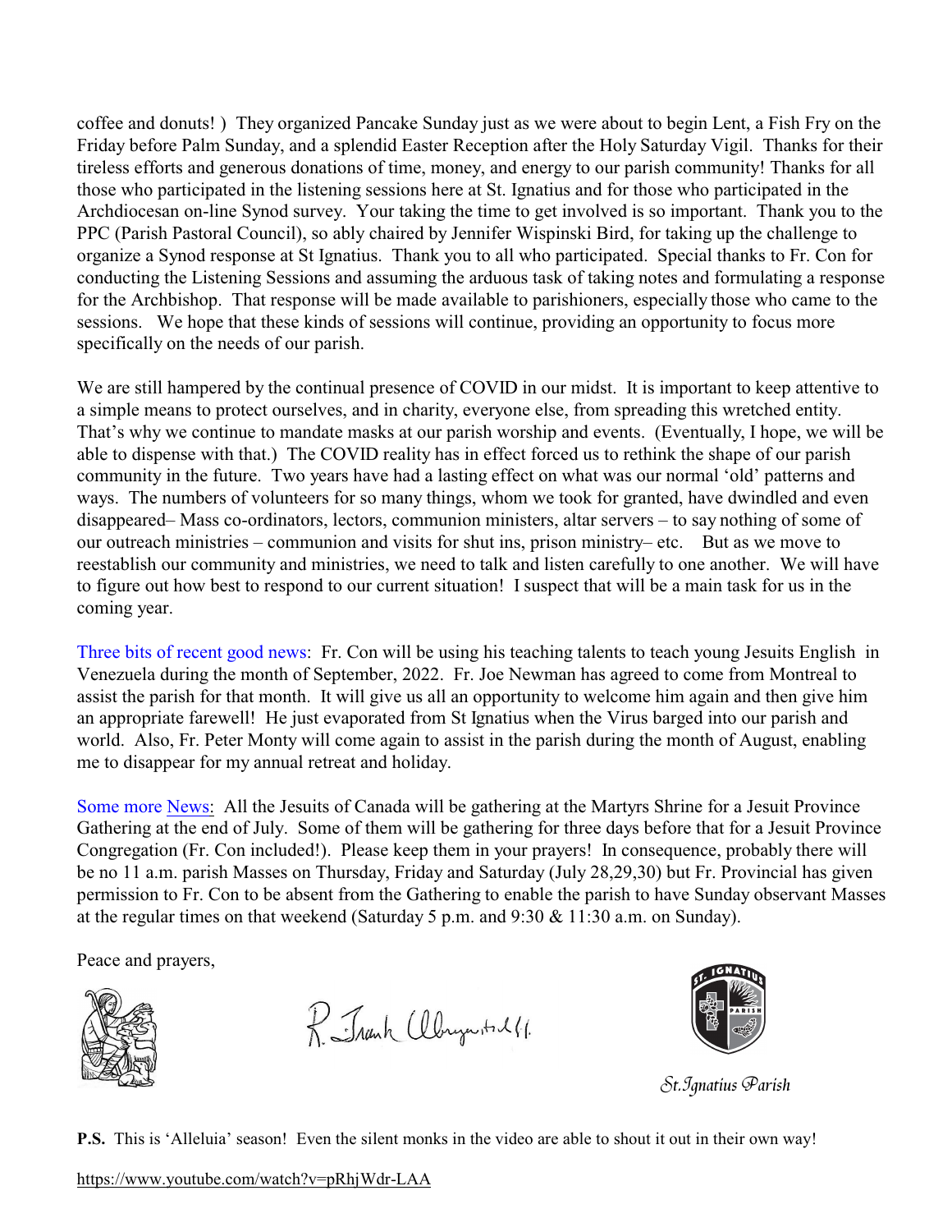coffee and donuts! ) They organized Pancake Sunday just as we were about to begin Lent, a Fish Fry on the Friday before Palm Sunday, and a splendid Easter Reception after the Holy Saturday Vigil. Thanks for their tireless efforts and generous donations of time, money, and energy to our parish community! Thanks for all those who participated in the listening sessions here at St. Ignatius and for those who participated in the Archdiocesan on-line Synod survey. Your taking the time to get involved is so important. Thank you to the PPC (Parish Pastoral Council), so ably chaired by Jennifer Wispinski Bird, for taking up the challenge to organize a Synod response at St Ignatius. Thank you to all who participated. Special thanks to Fr. Con for conducting the Listening Sessions and assuming the arduous task of taking notes and formulating a response for the Archbishop. That response will be made available to parishioners, especially those who came to the sessions. We hope that these kinds of sessions will continue, providing an opportunity to focus more specifically on the needs of our parish.

We are still hampered by the continual presence of COVID in our midst. It is important to keep attentive to a simple means to protect ourselves, and in charity, everyone else, from spreading this wretched entity. That's why we continue to mandate masks at our parish worship and events. (Eventually, I hope, we will be able to dispense with that.) The COVID reality has in effect forced us to rethink the shape of our parish community in the future. Two years have had a lasting effect on what was our normal 'old' patterns and ways. The numbers of volunteers for so many things, whom we took for granted, have dwindled and even disappeared– Mass co-ordinators, lectors, communion ministers, altar servers – to say nothing of some of our outreach ministries – communion and visits for shut ins, prison ministry– etc. But as we move to reestablish our community and ministries, we need to talk and listen carefully to one another. We will have to figure out how best to respond to our current situation! I suspect that will be a main task for us in the coming year.

Three bits of recent good news: Fr. Con will be using his teaching talents to teach young Jesuits English in Venezuela during the month of September, 2022. Fr. Joe Newman has agreed to come from Montreal to assist the parish for that month. It will give us all an opportunity to welcome him again and then give him an appropriate farewell! He just evaporated from St Ignatius when the Virus barged into our parish and world. Also, Fr. Peter Monty will come again to assist in the parish during the month of August, enabling me to disappear for my annual retreat and holiday.

Some more News: All the Jesuits of Canada will be gathering at the Martyrs Shrine for a Jesuit Province Gathering at the end of July. Some of them will be gathering for three days before that for a Jesuit Province Congregation (Fr. Con included!). Please keep them in your prayers! In consequence, probably there will be no 11 a.m. parish Masses on Thursday, Friday and Saturday (July 28,29,30) but Fr. Provincial has given permission to Fr. Con to be absent from the Gathering to enable the parish to have Sunday observant Masses at the regular times on that weekend (Saturday 5 p.m. and 9:30 & 11:30 a.m. on Sunday).

Peace and prayers,

R. Frank Obrigewitsch SJ.

St. Ignatius Parish

**P.S.** This is 'Alleluia' season! Even the silent monks in the video are able to shout it out in their own way!

https://www.youtube.com/watch?v=pRhjWdr-LAA